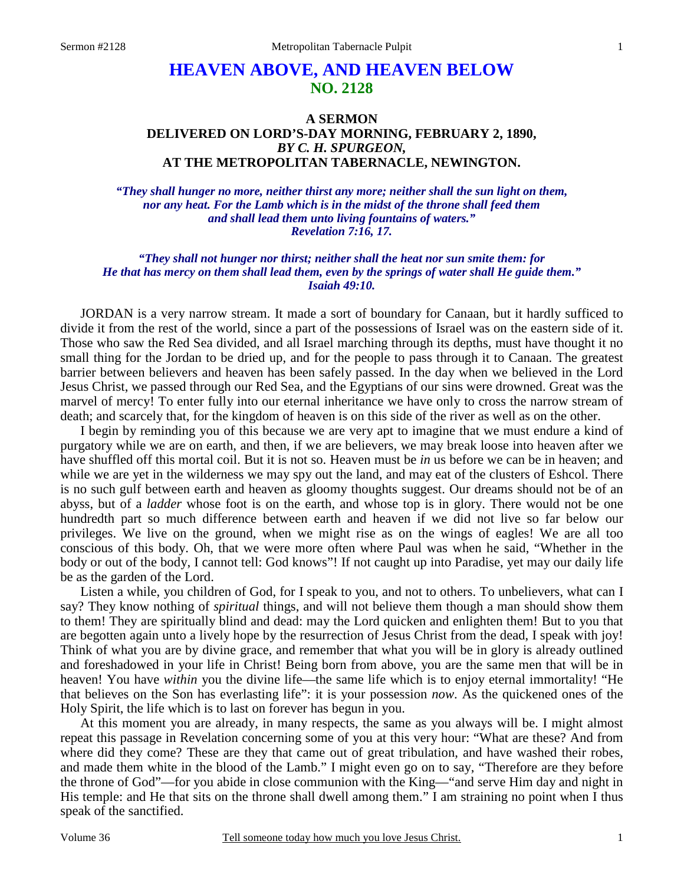# HEAVEN ABOVE, AND HEAVEN BELOW
## NO. 2128

### A SERMON
### DELIVERED ON LORD'S-DAY MORNING, FEBRUARY 2, 1890,
### *BY C. H. SPURGEON,*
### AT THE METROPOLITAN TABERNACLE, NEWINGTON.

***"They shall hunger no more, neither thirst any more; neither shall the sun light on them, nor any heat. For the Lamb which is in the midst of the throne shall feed them and shall lead them unto living fountains of waters." Revelation 7:16, 17.***

***"They shall not hunger nor thirst; neither shall the heat nor sun smite them: for He that has mercy on them shall lead them, even by the springs of water shall He guide them." Isaiah 49:10.***

JORDAN is a very narrow stream. It made a sort of boundary for Canaan, but it hardly sufficed to divide it from the rest of the world, since a part of the possessions of Israel was on the eastern side of it. Those who saw the Red Sea divided, and all Israel marching through its depths, must have thought it no small thing for the Jordan to be dried up, and for the people to pass through it to Canaan. The greatest barrier between believers and heaven has been safely passed. In the day when we believed in the Lord Jesus Christ, we passed through our Red Sea, and the Egyptians of our sins were drowned. Great was the marvel of mercy! To enter fully into our eternal inheritance we have only to cross the narrow stream of death; and scarcely that, for the kingdom of heaven is on this side of the river as well as on the other.

I begin by reminding you of this because we are very apt to imagine that we must endure a kind of purgatory while we are on earth, and then, if we are believers, we may break loose into heaven after we have shuffled off this mortal coil. But it is not so. Heaven must be *in* us before we can be in heaven; and while we are yet in the wilderness we may spy out the land, and may eat of the clusters of Eshcol. There is no such gulf between earth and heaven as gloomy thoughts suggest. Our dreams should not be of an abyss, but of a *ladder* whose foot is on the earth, and whose top is in glory. There would not be one hundredth part so much difference between earth and heaven if we did not live so far below our privileges. We live on the ground, when we might rise as on the wings of eagles! We are all too conscious of this body. Oh, that we were more often where Paul was when he said, "Whether in the body or out of the body, I cannot tell: God knows"! If not caught up into Paradise, yet may our daily life be as the garden of the Lord.

Listen a while, you children of God, for I speak to you, and not to others. To unbelievers, what can I say? They know nothing of *spiritual* things, and will not believe them though a man should show them to them! They are spiritually blind and dead: may the Lord quicken and enlighten them! But to you that are begotten again unto a lively hope by the resurrection of Jesus Christ from the dead, I speak with joy! Think of what you are by divine grace, and remember that what you will be in glory is already outlined and foreshadowed in your life in Christ! Being born from above, you are the same men that will be in heaven! You have *within* you the divine life—the same life which is to enjoy eternal immortality! "He that believes on the Son has everlasting life": it is your possession *now*. As the quickened ones of the Holy Spirit, the life which is to last on forever has begun in you.

At this moment you are already, in many respects, the same as you always will be. I might almost repeat this passage in Revelation concerning some of you at this very hour: "What are these? And from where did they come? These are they that came out of great tribulation, and have washed their robes, and made them white in the blood of the Lamb." I might even go on to say, "Therefore are they before the throne of God"—for you abide in close communion with the King—"and serve Him day and night in His temple: and He that sits on the throne shall dwell among them." I am straining no point when I thus speak of the sanctified.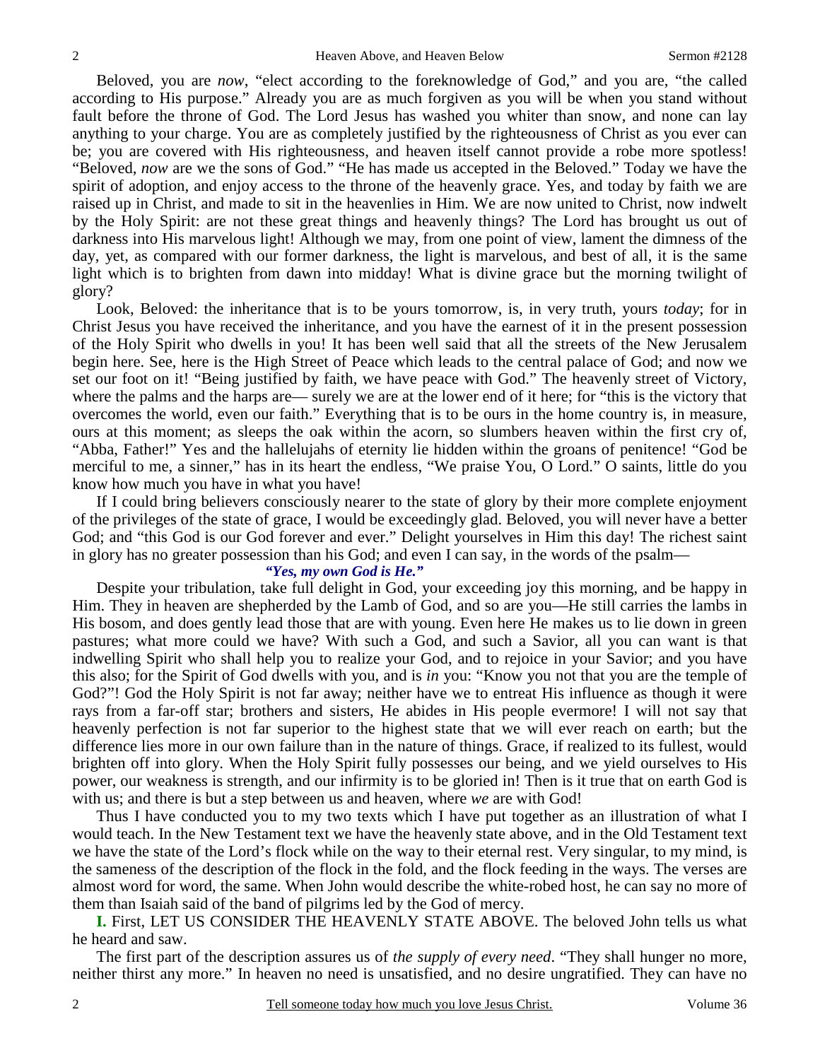Beloved, you are *now*, "elect according to the foreknowledge of God," and you are, "the called according to His purpose." Already you are as much forgiven as you will be when you stand without fault before the throne of God. The Lord Jesus has washed you whiter than snow, and none can lay anything to your charge. You are as completely justified by the righteousness of Christ as you ever can be; you are covered with His righteousness, and heaven itself cannot provide a robe more spotless! "Beloved, *now* are we the sons of God." "He has made us accepted in the Beloved." Today we have the spirit of adoption, and enjoy access to the throne of the heavenly grace. Yes, and today by faith we are raised up in Christ, and made to sit in the heavenlies in Him. We are now united to Christ, now indwelt by the Holy Spirit: are not these great things and heavenly things? The Lord has brought us out of darkness into His marvelous light! Although we may, from one point of view, lament the dimness of the day, yet, as compared with our former darkness, the light is marvelous, and best of all, it is the same light which is to brighten from dawn into midday! What is divine grace but the morning twilight of glory?

Look, Beloved: the inheritance that is to be yours tomorrow, is, in very truth, yours *today*; for in Christ Jesus you have received the inheritance, and you have the earnest of it in the present possession of the Holy Spirit who dwells in you! It has been well said that all the streets of the New Jerusalem begin here. See, here is the High Street of Peace which leads to the central palace of God; and now we set our foot on it! "Being justified by faith, we have peace with God." The heavenly street of Victory, where the palms and the harps are— surely we are at the lower end of it here; for "this is the victory that overcomes the world, even our faith." Everything that is to be ours in the home country is, in measure, ours at this moment; as sleeps the oak within the acorn, so slumbers heaven within the first cry of, "Abba, Father!" Yes and the hallelujahs of eternity lie hidden within the groans of penitence! "God be merciful to me, a sinner," has in its heart the endless, "We praise You, O Lord." O saints, little do you know how much you have in what you have!

If I could bring believers consciously nearer to the state of glory by their more complete enjoyment of the privileges of the state of grace, I would be exceedingly glad. Beloved, you will never have a better God; and "this God is our God forever and ever." Delight yourselves in Him this day! The richest saint in glory has no greater possession than his God; and even I can say, in the words of the psalm—

*"Yes, my own God is He."*

Despite your tribulation, take full delight in God, your exceeding joy this morning, and be happy in Him. They in heaven are shepherded by the Lamb of God, and so are you—He still carries the lambs in His bosom, and does gently lead those that are with young. Even here He makes us to lie down in green pastures; what more could we have? With such a God, and such a Savior, all you can want is that indwelling Spirit who shall help you to realize your God, and to rejoice in your Savior; and you have this also; for the Spirit of God dwells with you, and is *in* you: "Know you not that you are the temple of God?"! God the Holy Spirit is not far away; neither have we to entreat His influence as though it were rays from a far-off star; brothers and sisters, He abides in His people evermore! I will not say that heavenly perfection is not far superior to the highest state that we will ever reach on earth; but the difference lies more in our own failure than in the nature of things. Grace, if realized to its fullest, would brighten off into glory. When the Holy Spirit fully possesses our being, and we yield ourselves to His power, our weakness is strength, and our infirmity is to be gloried in! Then is it true that on earth God is with us; and there is but a step between us and heaven, where *we* are with God!

Thus I have conducted you to my two texts which I have put together as an illustration of what I would teach. In the New Testament text we have the heavenly state above, and in the Old Testament text we have the state of the Lord's flock while on the way to their eternal rest. Very singular, to my mind, is the sameness of the description of the flock in the fold, and the flock feeding in the ways. The verses are almost word for word, the same. When John would describe the white-robed host, he can say no more of them than Isaiah said of the band of pilgrims led by the God of mercy.

**I.** First, LET US CONSIDER THE HEAVENLY STATE ABOVE. The beloved John tells us what he heard and saw.

The first part of the description assures us of *the supply of every need*. "They shall hunger no more, neither thirst any more." In heaven no need is unsatisfied, and no desire ungratified. They can have no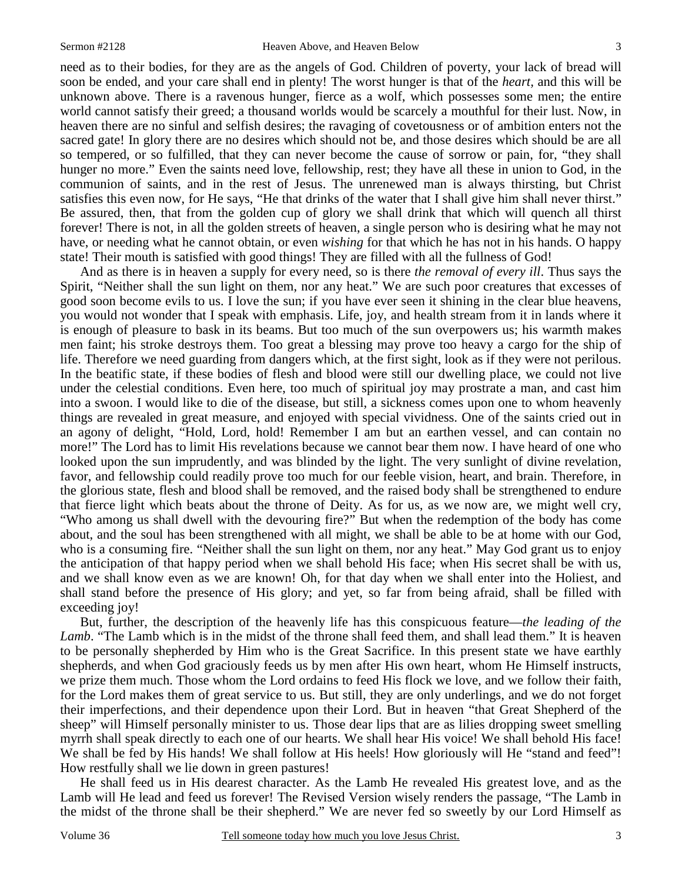need as to their bodies, for they are as the angels of God. Children of poverty, your lack of bread will soon be ended, and your care shall end in plenty! The worst hunger is that of the *heart,* and this will be unknown above. There is a ravenous hunger, fierce as a wolf, which possesses some men; the entire world cannot satisfy their greed; a thousand worlds would be scarcely a mouthful for their lust. Now, in heaven there are no sinful and selfish desires; the ravaging of covetousness or of ambition enters not the sacred gate! In glory there are no desires which should not be, and those desires which should be are all so tempered, or so fulfilled, that they can never become the cause of sorrow or pain, for, "they shall hunger no more." Even the saints need love, fellowship, rest; they have all these in union to God, in the communion of saints, and in the rest of Jesus. The unrenewed man is always thirsting, but Christ satisfies this even now, for He says, "He that drinks of the water that I shall give him shall never thirst." Be assured, then, that from the golden cup of glory we shall drink that which will quench all thirst forever! There is not, in all the golden streets of heaven, a single person who is desiring what he may not have, or needing what he cannot obtain, or even *wishing* for that which he has not in his hands. O happy state! Their mouth is satisfied with good things! They are filled with all the fullness of God!

And as there is in heaven a supply for every need, so is there *the removal of every ill*. Thus says the Spirit, "Neither shall the sun light on them, nor any heat." We are such poor creatures that excesses of good soon become evils to us. I love the sun; if you have ever seen it shining in the clear blue heavens, you would not wonder that I speak with emphasis. Life, joy, and health stream from it in lands where it is enough of pleasure to bask in its beams. But too much of the sun overpowers us; his warmth makes men faint; his stroke destroys them. Too great a blessing may prove too heavy a cargo for the ship of life. Therefore we need guarding from dangers which, at the first sight, look as if they were not perilous. In the beatific state, if these bodies of flesh and blood were still our dwelling place, we could not live under the celestial conditions. Even here, too much of spiritual joy may prostrate a man, and cast him into a swoon. I would like to die of the disease, but still, a sickness comes upon one to whom heavenly things are revealed in great measure, and enjoyed with special vividness. One of the saints cried out in an agony of delight, "Hold, Lord, hold! Remember I am but an earthen vessel, and can contain no more!" The Lord has to limit His revelations because we cannot bear them now. I have heard of one who looked upon the sun imprudently, and was blinded by the light. The very sunlight of divine revelation, favor, and fellowship could readily prove too much for our feeble vision, heart, and brain. Therefore, in the glorious state, flesh and blood shall be removed, and the raised body shall be strengthened to endure that fierce light which beats about the throne of Deity. As for us, as we now are, we might well cry, "Who among us shall dwell with the devouring fire?" But when the redemption of the body has come about, and the soul has been strengthened with all might, we shall be able to be at home with our God, who is a consuming fire. "Neither shall the sun light on them, nor any heat." May God grant us to enjoy the anticipation of that happy period when we shall behold His face; when His secret shall be with us, and we shall know even as we are known! Oh, for that day when we shall enter into the Holiest, and shall stand before the presence of His glory; and yet, so far from being afraid, shall be filled with exceeding joy!

But, further, the description of the heavenly life has this conspicuous feature—*the leading of the Lamb*. "The Lamb which is in the midst of the throne shall feed them, and shall lead them." It is heaven to be personally shepherded by Him who is the Great Sacrifice. In this present state we have earthly shepherds, and when God graciously feeds us by men after His own heart, whom He Himself instructs, we prize them much. Those whom the Lord ordains to feed His flock we love, and we follow their faith, for the Lord makes them of great service to us. But still, they are only underlings, and we do not forget their imperfections, and their dependence upon their Lord. But in heaven "that Great Shepherd of the sheep" will Himself personally minister to us. Those dear lips that are as lilies dropping sweet smelling myrrh shall speak directly to each one of our hearts. We shall hear His voice! We shall behold His face! We shall be fed by His hands! We shall follow at His heels! How gloriously will He "stand and feed"! How restfully shall we lie down in green pastures!

He shall feed us in His dearest character. As the Lamb He revealed His greatest love, and as the Lamb will He lead and feed us forever! The Revised Version wisely renders the passage, "The Lamb in the midst of the throne shall be their shepherd." We are never fed so sweetly by our Lord Himself as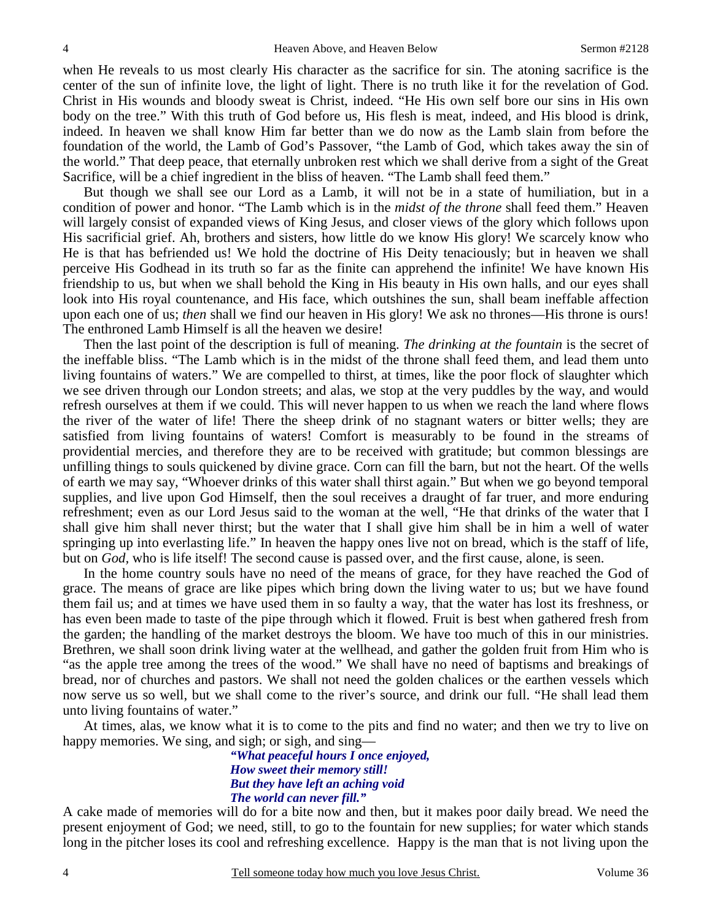when He reveals to us most clearly His character as the sacrifice for sin. The atoning sacrifice is the center of the sun of infinite love, the light of light. There is no truth like it for the revelation of God. Christ in His wounds and bloody sweat is Christ, indeed. "He His own self bore our sins in His own body on the tree." With this truth of God before us, His flesh is meat, indeed, and His blood is drink, indeed. In heaven we shall know Him far better than we do now as the Lamb slain from before the foundation of the world, the Lamb of God's Passover, "the Lamb of God, which takes away the sin of the world." That deep peace, that eternally unbroken rest which we shall derive from a sight of the Great Sacrifice, will be a chief ingredient in the bliss of heaven. "The Lamb shall feed them."

But though we shall see our Lord as a Lamb, it will not be in a state of humiliation, but in a condition of power and honor. "The Lamb which is in the *midst of the throne* shall feed them." Heaven will largely consist of expanded views of King Jesus, and closer views of the glory which follows upon His sacrificial grief. Ah, brothers and sisters, how little do we know His glory! We scarcely know who He is that has befriended us! We hold the doctrine of His Deity tenaciously; but in heaven we shall perceive His Godhead in its truth so far as the finite can apprehend the infinite! We have known His friendship to us, but when we shall behold the King in His beauty in His own halls, and our eyes shall look into His royal countenance, and His face, which outshines the sun, shall beam ineffable affection upon each one of us; *then* shall we find our heaven in His glory! We ask no thrones—His throne is ours! The enthroned Lamb Himself is all the heaven we desire!

Then the last point of the description is full of meaning. *The drinking at the fountain* is the secret of the ineffable bliss. "The Lamb which is in the midst of the throne shall feed them, and lead them unto living fountains of waters." We are compelled to thirst, at times, like the poor flock of slaughter which we see driven through our London streets; and alas, we stop at the very puddles by the way, and would refresh ourselves at them if we could. This will never happen to us when we reach the land where flows the river of the water of life! There the sheep drink of no stagnant waters or bitter wells; they are satisfied from living fountains of waters! Comfort is measurably to be found in the streams of providential mercies, and therefore they are to be received with gratitude; but common blessings are unfilling things to souls quickened by divine grace. Corn can fill the barn, but not the heart. Of the wells of earth we may say, "Whoever drinks of this water shall thirst again." But when we go beyond temporal supplies, and live upon God Himself, then the soul receives a draught of far truer, and more enduring refreshment; even as our Lord Jesus said to the woman at the well, "He that drinks of the water that I shall give him shall never thirst; but the water that I shall give him shall be in him a well of water springing up into everlasting life." In heaven the happy ones live not on bread, which is the staff of life, but on *God,* who is life itself! The second cause is passed over, and the first cause, alone, is seen.

In the home country souls have no need of the means of grace, for they have reached the God of grace. The means of grace are like pipes which bring down the living water to us; but we have found them fail us; and at times we have used them in so faulty a way, that the water has lost its freshness, or has even been made to taste of the pipe through which it flowed. Fruit is best when gathered fresh from the garden; the handling of the market destroys the bloom. We have too much of this in our ministries. Brethren, we shall soon drink living water at the wellhead, and gather the golden fruit from Him who is "as the apple tree among the trees of the wood." We shall have no need of baptisms and breakings of bread, nor of churches and pastors. We shall not need the golden chalices or the earthen vessels which now serve us so well, but we shall come to the river's source, and drink our full. "He shall lead them unto living fountains of water."

At times, alas, we know what it is to come to the pits and find no water; and then we try to live on happy memories. We sing, and sigh; or sigh, and sing—

> ***"What peaceful hours I once enjoyed,***
> ***How sweet their memory still!***
> ***But they have left an aching void***
> ***The world can never fill."***

A cake made of memories will do for a bite now and then, but it makes poor daily bread. We need the present enjoyment of God; we need, still, to go to the fountain for new supplies; for water which stands long in the pitcher loses its cool and refreshing excellence. Happy is the man that is not living upon the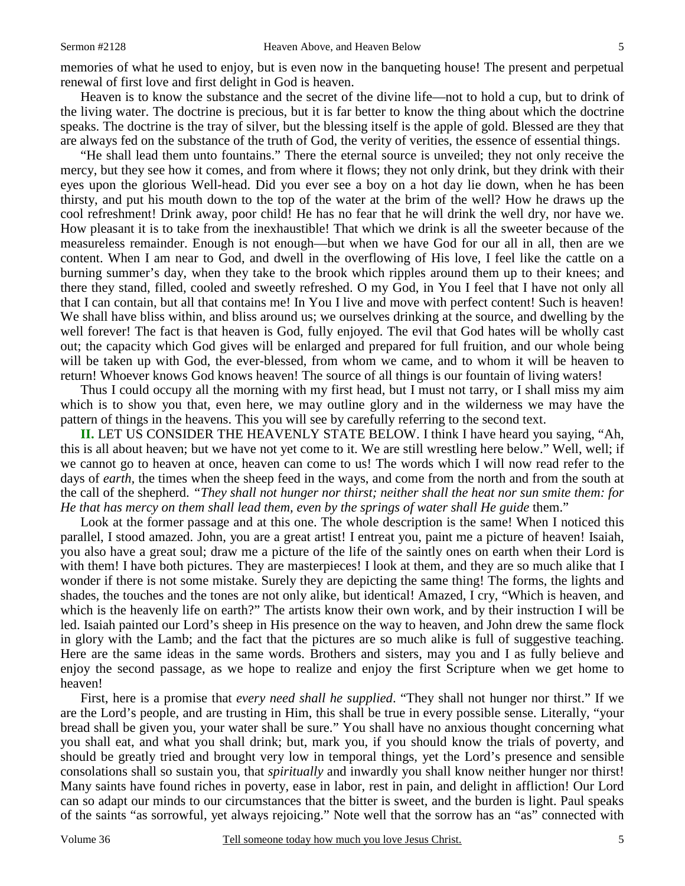memories of what he used to enjoy, but is even now in the banqueting house! The present and perpetual renewal of first love and first delight in God is heaven.

Heaven is to know the substance and the secret of the divine life—not to hold a cup, but to drink of the living water. The doctrine is precious, but it is far better to know the thing about which the doctrine speaks. The doctrine is the tray of silver, but the blessing itself is the apple of gold. Blessed are they that are always fed on the substance of the truth of God, the verity of verities, the essence of essential things.

"He shall lead them unto fountains." There the eternal source is unveiled; they not only receive the mercy, but they see how it comes, and from where it flows; they not only drink, but they drink with their eyes upon the glorious Well-head. Did you ever see a boy on a hot day lie down, when he has been thirsty, and put his mouth down to the top of the water at the brim of the well? How he draws up the cool refreshment! Drink away, poor child! He has no fear that he will drink the well dry, nor have we. How pleasant it is to take from the inexhaustible! That which we drink is all the sweeter because of the measureless remainder. Enough is not enough—but when we have God for our all in all, then are we content. When I am near to God, and dwell in the overflowing of His love, I feel like the cattle on a burning summer's day, when they take to the brook which ripples around them up to their knees; and there they stand, filled, cooled and sweetly refreshed. O my God, in You I feel that I have not only all that I can contain, but all that contains me! In You I live and move with perfect content! Such is heaven! We shall have bliss within, and bliss around us; we ourselves drinking at the source, and dwelling by the well forever! The fact is that heaven is God, fully enjoyed. The evil that God hates will be wholly cast out; the capacity which God gives will be enlarged and prepared for full fruition, and our whole being will be taken up with God, the ever-blessed, from whom we came, and to whom it will be heaven to return! Whoever knows God knows heaven! The source of all things is our fountain of living waters!

Thus I could occupy all the morning with my first head, but I must not tarry, or I shall miss my aim which is to show you that, even here, we may outline glory and in the wilderness we may have the pattern of things in the heavens. This you will see by carefully referring to the second text.

**II.** LET US CONSIDER THE HEAVENLY STATE BELOW. I think I have heard you saying, "Ah, this is all about heaven; but we have not yet come to it. We are still wrestling here below." Well, well; if we cannot go to heaven at once, heaven can come to us! The words which I will now read refer to the days of *earth,* the times when the sheep feed in the ways, and come from the north and from the south at the call of the shepherd. *"They shall not hunger nor thirst; neither shall the heat nor sun smite them: for He that has mercy on them shall lead them, even by the springs of water shall He guide* them."

Look at the former passage and at this one. The whole description is the same! When I noticed this parallel, I stood amazed. John, you are a great artist! I entreat you, paint me a picture of heaven! Isaiah, you also have a great soul; draw me a picture of the life of the saintly ones on earth when their Lord is with them! I have both pictures. They are masterpieces! I look at them, and they are so much alike that I wonder if there is not some mistake. Surely they are depicting the same thing! The forms, the lights and shades, the touches and the tones are not only alike, but identical! Amazed, I cry, "Which is heaven, and which is the heavenly life on earth?" The artists know their own work, and by their instruction I will be led. Isaiah painted our Lord's sheep in His presence on the way to heaven, and John drew the same flock in glory with the Lamb; and the fact that the pictures are so much alike is full of suggestive teaching. Here are the same ideas in the same words. Brothers and sisters, may you and I as fully believe and enjoy the second passage, as we hope to realize and enjoy the first Scripture when we get home to heaven!

First, here is a promise that *every need shall he supplied*. "They shall not hunger nor thirst." If we are the Lord's people, and are trusting in Him, this shall be true in every possible sense. Literally, "your bread shall be given you, your water shall be sure." You shall have no anxious thought concerning what you shall eat, and what you shall drink; but, mark you, if you should know the trials of poverty, and should be greatly tried and brought very low in temporal things, yet the Lord's presence and sensible consolations shall so sustain you, that *spiritually* and inwardly you shall know neither hunger nor thirst! Many saints have found riches in poverty, ease in labor, rest in pain, and delight in affliction! Our Lord can so adapt our minds to our circumstances that the bitter is sweet, and the burden is light. Paul speaks of the saints "as sorrowful, yet always rejoicing." Note well that the sorrow has an "as" connected with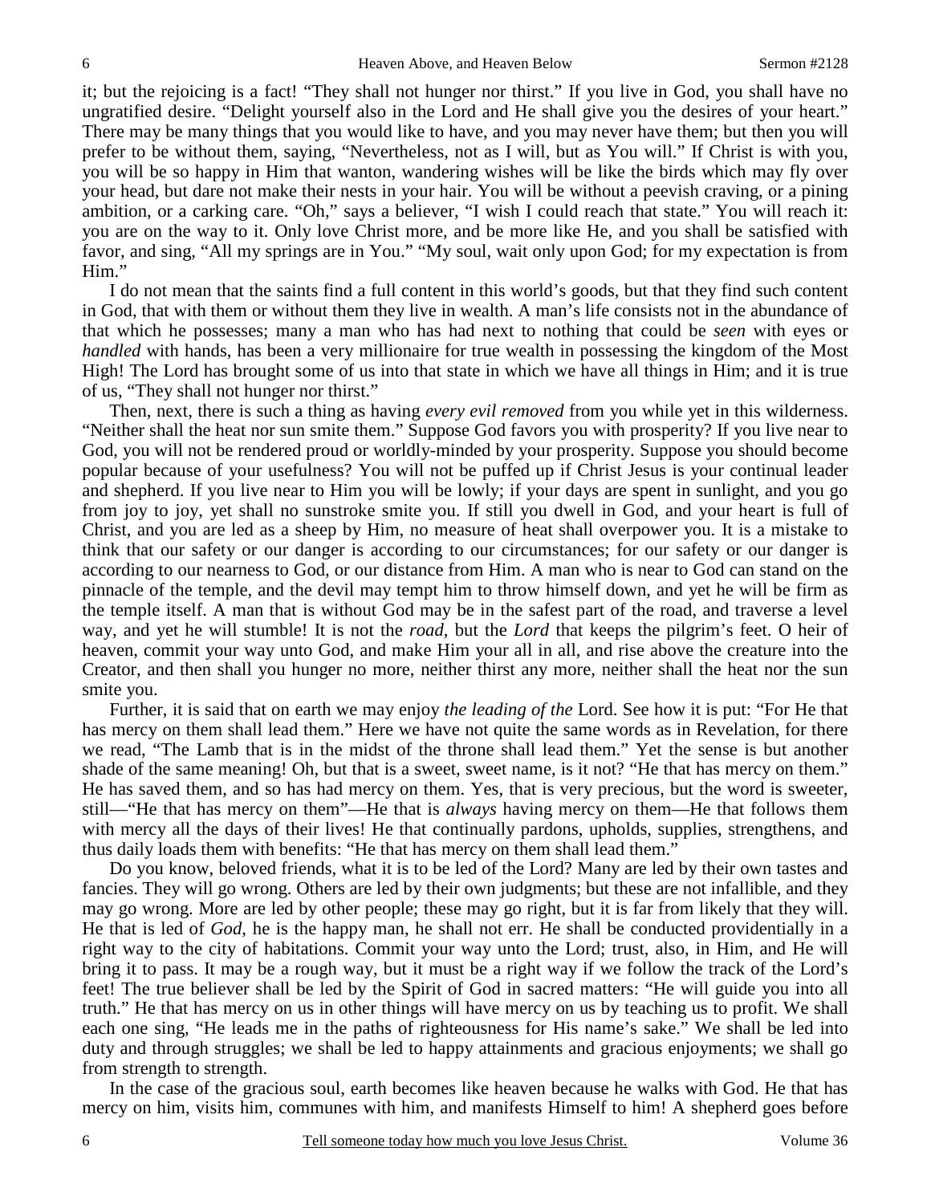it; but the rejoicing is a fact! "They shall not hunger nor thirst." If you live in God, you shall have no ungratified desire. "Delight yourself also in the Lord and He shall give you the desires of your heart." There may be many things that you would like to have, and you may never have them; but then you will prefer to be without them, saying, "Nevertheless, not as I will, but as You will." If Christ is with you, you will be so happy in Him that wanton, wandering wishes will be like the birds which may fly over your head, but dare not make their nests in your hair. You will be without a peevish craving, or a pining ambition, or a carking care. "Oh," says a believer, "I wish I could reach that state." You will reach it: you are on the way to it. Only love Christ more, and be more like He, and you shall be satisfied with favor, and sing, "All my springs are in You." "My soul, wait only upon God; for my expectation is from Him."

I do not mean that the saints find a full content in this world's goods, but that they find such content in God, that with them or without them they live in wealth. A man's life consists not in the abundance of that which he possesses; many a man who has had next to nothing that could be *seen* with eyes or *handled* with hands, has been a very millionaire for true wealth in possessing the kingdom of the Most High! The Lord has brought some of us into that state in which we have all things in Him; and it is true of us, "They shall not hunger nor thirst."

Then, next, there is such a thing as having *every evil removed* from you while yet in this wilderness. "Neither shall the heat nor sun smite them." Suppose God favors you with prosperity? If you live near to God, you will not be rendered proud or worldly-minded by your prosperity. Suppose you should become popular because of your usefulness? You will not be puffed up if Christ Jesus is your continual leader and shepherd. If you live near to Him you will be lowly; if your days are spent in sunlight, and you go from joy to joy, yet shall no sunstroke smite you. If still you dwell in God, and your heart is full of Christ, and you are led as a sheep by Him, no measure of heat shall overpower you. It is a mistake to think that our safety or our danger is according to our circumstances; for our safety or our danger is according to our nearness to God, or our distance from Him. A man who is near to God can stand on the pinnacle of the temple, and the devil may tempt him to throw himself down, and yet he will be firm as the temple itself. A man that is without God may be in the safest part of the road, and traverse a level way, and yet he will stumble! It is not the *road*, but the *Lord* that keeps the pilgrim's feet. O heir of heaven, commit your way unto God, and make Him your all in all, and rise above the creature into the Creator, and then shall you hunger no more, neither thirst any more, neither shall the heat nor the sun smite you.

Further, it is said that on earth we may enjoy *the leading of the* Lord. See how it is put: "For He that has mercy on them shall lead them." Here we have not quite the same words as in Revelation, for there we read, "The Lamb that is in the midst of the throne shall lead them." Yet the sense is but another shade of the same meaning! Oh, but that is a sweet, sweet name, is it not? "He that has mercy on them." He has saved them, and so has had mercy on them. Yes, that is very precious, but the word is sweeter, still—"He that has mercy on them"—He that is *always* having mercy on them—He that follows them with mercy all the days of their lives! He that continually pardons, upholds, supplies, strengthens, and thus daily loads them with benefits: "He that has mercy on them shall lead them."

Do you know, beloved friends, what it is to be led of the Lord? Many are led by their own tastes and fancies. They will go wrong. Others are led by their own judgments; but these are not infallible, and they may go wrong. More are led by other people; these may go right, but it is far from likely that they will. He that is led of *God*, he is the happy man, he shall not err. He shall be conducted providentially in a right way to the city of habitations. Commit your way unto the Lord; trust, also, in Him, and He will bring it to pass. It may be a rough way, but it must be a right way if we follow the track of the Lord's feet! The true believer shall be led by the Spirit of God in sacred matters: "He will guide you into all truth." He that has mercy on us in other things will have mercy on us by teaching us to profit. We shall each one sing, "He leads me in the paths of righteousness for His name's sake." We shall be led into duty and through struggles; we shall be led to happy attainments and gracious enjoyments; we shall go from strength to strength.

In the case of the gracious soul, earth becomes like heaven because he walks with God. He that has mercy on him, visits him, communes with him, and manifests Himself to him! A shepherd goes before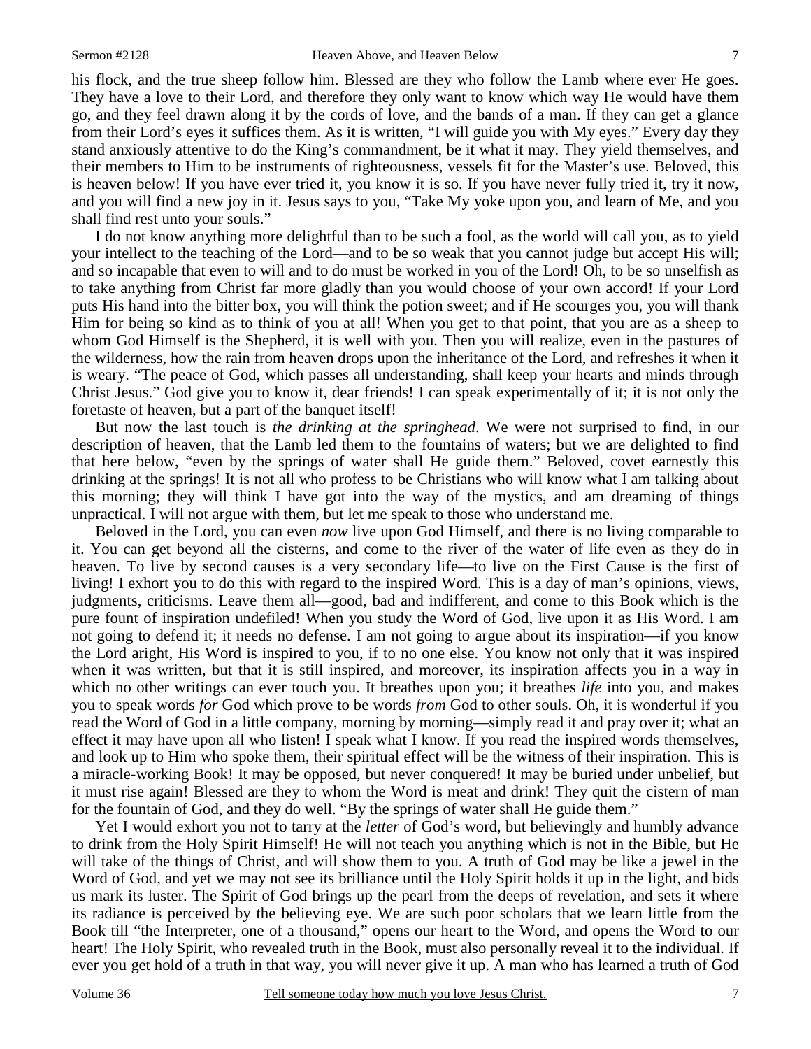his flock, and the true sheep follow him. Blessed are they who follow the Lamb where ever He goes. They have a love to their Lord, and therefore they only want to know which way He would have them go, and they feel drawn along it by the cords of love, and the bands of a man. If they can get a glance from their Lord's eyes it suffices them. As it is written, "I will guide you with My eyes." Every day they stand anxiously attentive to do the King's commandment, be it what it may. They yield themselves, and their members to Him to be instruments of righteousness, vessels fit for the Master's use. Beloved, this is heaven below! If you have ever tried it, you know it is so. If you have never fully tried it, try it now, and you will find a new joy in it. Jesus says to you, "Take My yoke upon you, and learn of Me, and you shall find rest unto your souls."

I do not know anything more delightful than to be such a fool, as the world will call you, as to yield your intellect to the teaching of the Lord—and to be so weak that you cannot judge but accept His will; and so incapable that even to will and to do must be worked in you of the Lord! Oh, to be so unselfish as to take anything from Christ far more gladly than you would choose of your own accord! If your Lord puts His hand into the bitter box, you will think the potion sweet; and if He scourges you, you will thank Him for being so kind as to think of you at all! When you get to that point, that you are as a sheep to whom God Himself is the Shepherd, it is well with you. Then you will realize, even in the pastures of the wilderness, how the rain from heaven drops upon the inheritance of the Lord, and refreshes it when it is weary. "The peace of God, which passes all understanding, shall keep your hearts and minds through Christ Jesus." God give you to know it, dear friends! I can speak experimentally of it; it is not only the foretaste of heaven, but a part of the banquet itself!

But now the last touch is *the drinking at the springhead*. We were not surprised to find, in our description of heaven, that the Lamb led them to the fountains of waters; but we are delighted to find that here below, "even by the springs of water shall He guide them." Beloved, covet earnestly this drinking at the springs! It is not all who profess to be Christians who will know what I am talking about this morning; they will think I have got into the way of the mystics, and am dreaming of things unpractical. I will not argue with them, but let me speak to those who understand me.

Beloved in the Lord, you can even *now* live upon God Himself, and there is no living comparable to it. You can get beyond all the cisterns, and come to the river of the water of life even as they do in heaven. To live by second causes is a very secondary life—to live on the First Cause is the first of living! I exhort you to do this with regard to the inspired Word. This is a day of man's opinions, views, judgments, criticisms. Leave them all—good, bad and indifferent, and come to this Book which is the pure fount of inspiration undefiled! When you study the Word of God, live upon it as His Word. I am not going to defend it; it needs no defense. I am not going to argue about its inspiration—if you know the Lord aright, His Word is inspired to you, if to no one else. You know not only that it was inspired when it was written, but that it is still inspired, and moreover, its inspiration affects you in a way in which no other writings can ever touch you. It breathes upon you; it breathes *life* into you, and makes you to speak words *for* God which prove to be words *from* God to other souls. Oh, it is wonderful if you read the Word of God in a little company, morning by morning—simply read it and pray over it; what an effect it may have upon all who listen! I speak what I know. If you read the inspired words themselves, and look up to Him who spoke them, their spiritual effect will be the witness of their inspiration. This is a miracle-working Book! It may be opposed, but never conquered! It may be buried under unbelief, but it must rise again! Blessed are they to whom the Word is meat and drink! They quit the cistern of man for the fountain of God, and they do well. "By the springs of water shall He guide them."

Yet I would exhort you not to tarry at the *letter* of God's word, but believingly and humbly advance to drink from the Holy Spirit Himself! He will not teach you anything which is not in the Bible, but He will take of the things of Christ, and will show them to you. A truth of God may be like a jewel in the Word of God, and yet we may not see its brilliance until the Holy Spirit holds it up in the light, and bids us mark its luster. The Spirit of God brings up the pearl from the deeps of revelation, and sets it where its radiance is perceived by the believing eye. We are such poor scholars that we learn little from the Book till "the Interpreter, one of a thousand," opens our heart to the Word, and opens the Word to our heart! The Holy Spirit, who revealed truth in the Book, must also personally reveal it to the individual. If ever you get hold of a truth in that way, you will never give it up. A man who has learned a truth of God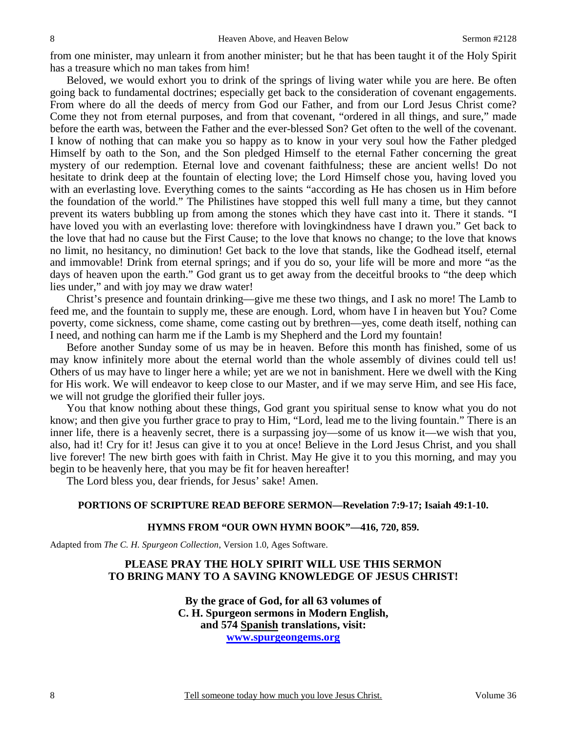from one minister, may unlearn it from another minister; but he that has been taught it of the Holy Spirit has a treasure which no man takes from him!

Beloved, we would exhort you to drink of the springs of living water while you are here. Be often going back to fundamental doctrines; especially get back to the consideration of covenant engagements. From where do all the deeds of mercy from God our Father, and from our Lord Jesus Christ come? Come they not from eternal purposes, and from that covenant, "ordered in all things, and sure," made before the earth was, between the Father and the ever-blessed Son? Get often to the well of the covenant. I know of nothing that can make you so happy as to know in your very soul how the Father pledged Himself by oath to the Son, and the Son pledged Himself to the eternal Father concerning the great mystery of our redemption. Eternal love and covenant faithfulness; these are ancient wells! Do not hesitate to drink deep at the fountain of electing love; the Lord Himself chose you, having loved you with an everlasting love. Everything comes to the saints "according as He has chosen us in Him before the foundation of the world." The Philistines have stopped this well full many a time, but they cannot prevent its waters bubbling up from among the stones which they have cast into it. There it stands. "I have loved you with an everlasting love: therefore with lovingkindness have I drawn you." Get back to the love that had no cause but the First Cause; to the love that knows no change; to the love that knows no limit, no hesitancy, no diminution! Get back to the love that stands, like the Godhead itself, eternal and immovable! Drink from eternal springs; and if you do so, your life will be more and more "as the days of heaven upon the earth." God grant us to get away from the deceitful brooks to "the deep which lies under," and with joy may we draw water!

Christ's presence and fountain drinking—give me these two things, and I ask no more! The Lamb to feed me, and the fountain to supply me, these are enough. Lord, whom have I in heaven but You? Come poverty, come sickness, come shame, come casting out by brethren—yes, come death itself, nothing can I need, and nothing can harm me if the Lamb is my Shepherd and the Lord my fountain!

Before another Sunday some of us may be in heaven. Before this month has finished, some of us may know infinitely more about the eternal world than the whole assembly of divines could tell us! Others of us may have to linger here a while; yet are we not in banishment. Here we dwell with the King for His work. We will endeavor to keep close to our Master, and if we may serve Him, and see His face, we will not grudge the glorified their fuller joys.

You that know nothing about these things, God grant you spiritual sense to know what you do not know; and then give you further grace to pray to Him, "Lord, lead me to the living fountain." There is an inner life, there is a heavenly secret, there is a surpassing joy—some of us know it—we wish that you, also, had it! Cry for it! Jesus can give it to you at once! Believe in the Lord Jesus Christ, and you shall live forever! The new birth goes with faith in Christ. May He give it to you this morning, and may you begin to be heavenly here, that you may be fit for heaven hereafter!

The Lord bless you, dear friends, for Jesus' sake! Amen.

**PORTIONS OF SCRIPTURE READ BEFORE SERMON—Revelation 7:9-17; Isaiah 49:1-10.**

**HYMNS FROM "OUR OWN HYMN BOOK"—416, 720, 859.**

Adapted from *The C. H. Spurgeon Collection*, Version 1.0, Ages Software.

**PLEASE PRAY THE HOLY SPIRIT WILL USE THIS SERMON TO BRING MANY TO A SAVING KNOWLEDGE OF JESUS CHRIST!**

**By the grace of God, for all 63 volumes of C. H. Spurgeon sermons in Modern English, and 574 Spanish translations, visit: www.spurgeongems.org**